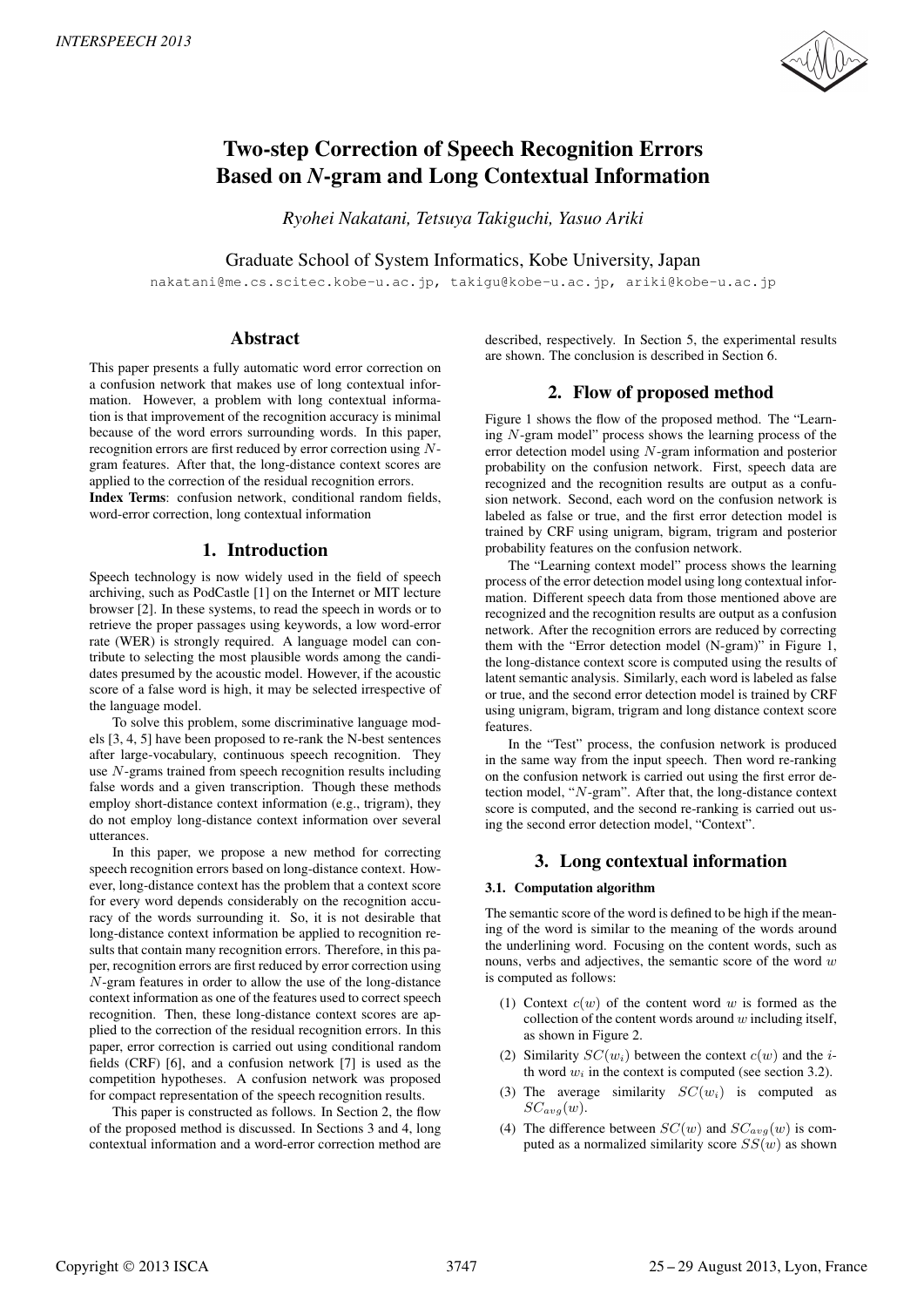# Two-step Correction of Speech Recognition Errors Based on *N*-gram and Long Contextual Information

*Ryohei Nakatani, Tetsuya Takiguchi, Yasuo Ariki*

Graduate School of System Informatics, Kobe University, Japan

nakatani@me.cs.scitec.kobe-u.ac.jp, takigu@kobe-u.ac.jp, ariki@kobe-u.ac.jp

## Abstract

This paper presents a fully automatic word error correction on a confusion network that makes use of long contextual information. However, a problem with long contextual information is that improvement of the recognition accuracy is minimal because of the word errors surrounding words. In this paper, recognition errors are first reduced by error correction using $N$-gram features. After that, the long-distance context scores are applied to the correction of the residual recognition errors.

**Index Terms**: confusion network, conditional random fields, word-error correction, long contextual information

## 1. Introduction

Speech technology is now widely used in the field of speech archiving, such as PodCastle [1] on the Internet or MIT lecture browser [2]. In these systems, to read the speech in words or to retrieve the proper passages using keywords, a low word-error rate (WER) is strongly required. A language model can contribute to selecting the most plausible words among the candidates presumed by the acoustic model. However, if the acoustic score of a false word is high, it may be selected irrespective of the language model.

To solve this problem, some discriminative language models [3, 4, 5] have been proposed to re-rank the N-best sentences after large-vocabulary, continuous speech recognition. They use $N$-grams trained from speech recognition results including false words and a given transcription. Though these methods employ short-distance context information (e.g., trigram), they do not employ long-distance context information over several utterances.

In this paper, we propose a new method for correcting speech recognition errors based on long-distance context. However, long-distance context has the problem that a context score for every word depends considerably on the recognition accuracy of the words surrounding it. So, it is not desirable that long-distance context information be applied to recognition results that contain many recognition errors. Therefore, in this paper, recognition errors are first reduced by error correction using $N$-gram features in order to allow the use of the long-distance context information as one of the features used to correct speech recognition. Then, these long-distance context scores are applied to the correction of the residual recognition errors. In this paper, error correction is carried out using conditional random fields (CRF) [6], and a confusion network [7] is used as the competition hypotheses. A confusion network was proposed for compact representation of the speech recognition results.

This paper is constructed as follows. In Section 2, the flow of the proposed method is discussed. In Sections 3 and 4, long contextual information and a word-error correction method are described, respectively. In Section 5, the experimental results are shown. The conclusion is described in Section 6.

## 2. Flow of proposed method

Figure 1 shows the flow of the proposed method. The "Learning $N$-gram model" process shows the learning process of the error detection model using $N$-gram information and posterior probability on the confusion network. First, speech data are recognized and the recognition results are output as a confusion network. Second, each word on the confusion network is labeled as false or true, and the first error detection model is trained by CRF using unigram, bigram, trigram and posterior probability features on the confusion network.

The "Learning context model" process shows the learning process of the error detection model using long contextual information. Different speech data from those mentioned above are recognized and the recognition results are output as a confusion network. After the recognition errors are reduced by correcting them with the "Error detection model (N-gram)" in Figure 1, the long-distance context score is computed using the results of latent semantic analysis. Similarly, each word is labeled as false or true, and the second error detection model is trained by CRF using unigram, bigram, trigram and long distance context score features.

In the "Test" process, the confusion network is produced in the same way from the input speech. Then word re-ranking on the confusion network is carried out using the first error detection model, "$N$-gram". After that, the long-distance context score is computed, and the second re-ranking is carried out using the second error detection model, "Context".

## 3. Long contextual information

### 3.1. Computation algorithm

The semantic score of the word is defined to be high if the meaning of the word is similar to the meaning of the words around the underlining word. Focusing on the content words, such as nouns, verbs and adjectives, the semantic score of the word $w$ is computed as follows:

(1) Context $c(w)$ of the content word $w$ is formed as the collection of the content words around $w$ including itself, as shown in Figure 2.

(2) Similarity $SC(w_i)$ between the context $c(w)$ and the $i$-th word $w_i$ in the context is computed (see section 3.2).

(3) The average similarity $SC(w_i)$ is computed as $SC_{avg}(w)$.

(4) The difference between $SC(w)$ and $SC_{avg}(w)$ is computed as a normalized similarity score $SS(w)$ as shown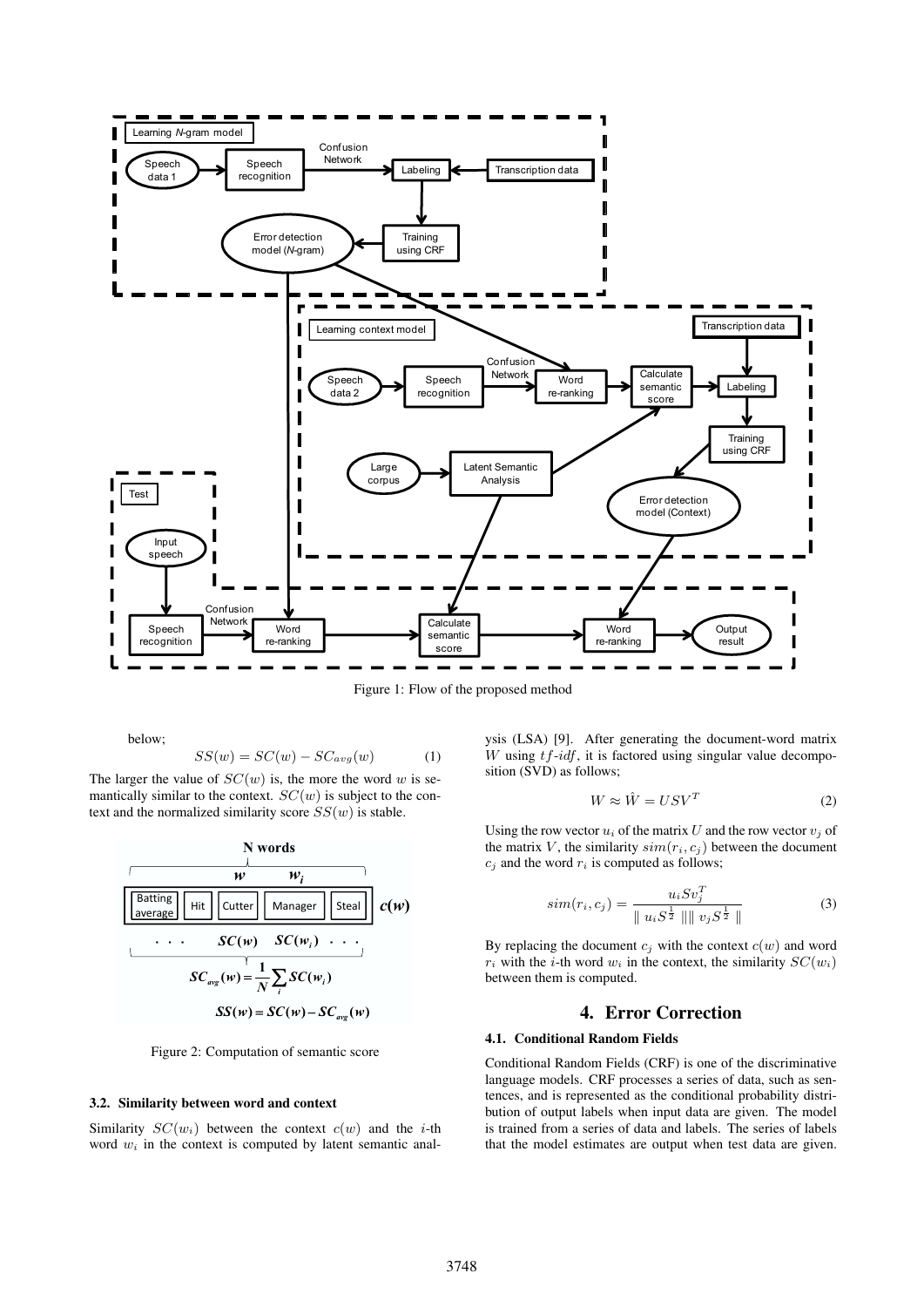Figure 1: Flow of the proposed method

below;

$$SS(w) = SC(w) - SC_{avg}(w) \tag{1}$$

The larger the value of $SC(w)$ is, the more the word $w$ is semantically similar to the context. $SC(w)$ is subject to the context and the normalized similarity score $SS(w)$ is stable.

Figure 2: Computation of semantic score

### 3.2. Similarity between word and context

Similarity $SC(w_i)$ between the context $c(w)$ and the $i$-th word $w_i$ in the context is computed by latent semantic analysis (LSA) [9]. After generating the document-word matrix $W$ using $tf\text{-}idf$, it is factored using singular value decomposition (SVD) as follows;

$$W \approx \hat{W} = USV^T \tag{2}$$

Using the row vector $u_i$ of the matrix $U$ and the row vector $v_j$ of the matrix $V$, the similarity $sim(r_i, c_j)$ between the document $c_j$ and the word $r_i$ is computed as follows;

$$sim(r_i, c_j) = \frac{u_i S v_j^T}{\parallel u_i S^{\frac{1}{2}} \parallel \parallel v_j S^{\frac{1}{2}} \parallel} \tag{3}$$

By replacing the document $c_j$ with the context $c(w)$ and word $r_i$ with the $i$-th word $w_i$ in the context, the similarity $SC(w_i)$ between them is computed.

## 4. Error Correction

### 4.1. Conditional Random Fields

Conditional Random Fields (CRF) is one of the discriminative language models. CRF processes a series of data, such as sentences, and is represented as the conditional probability distribution of output labels when input data are given. The model is trained from a series of data and labels. The series of labels that the model estimates are output when test data are given.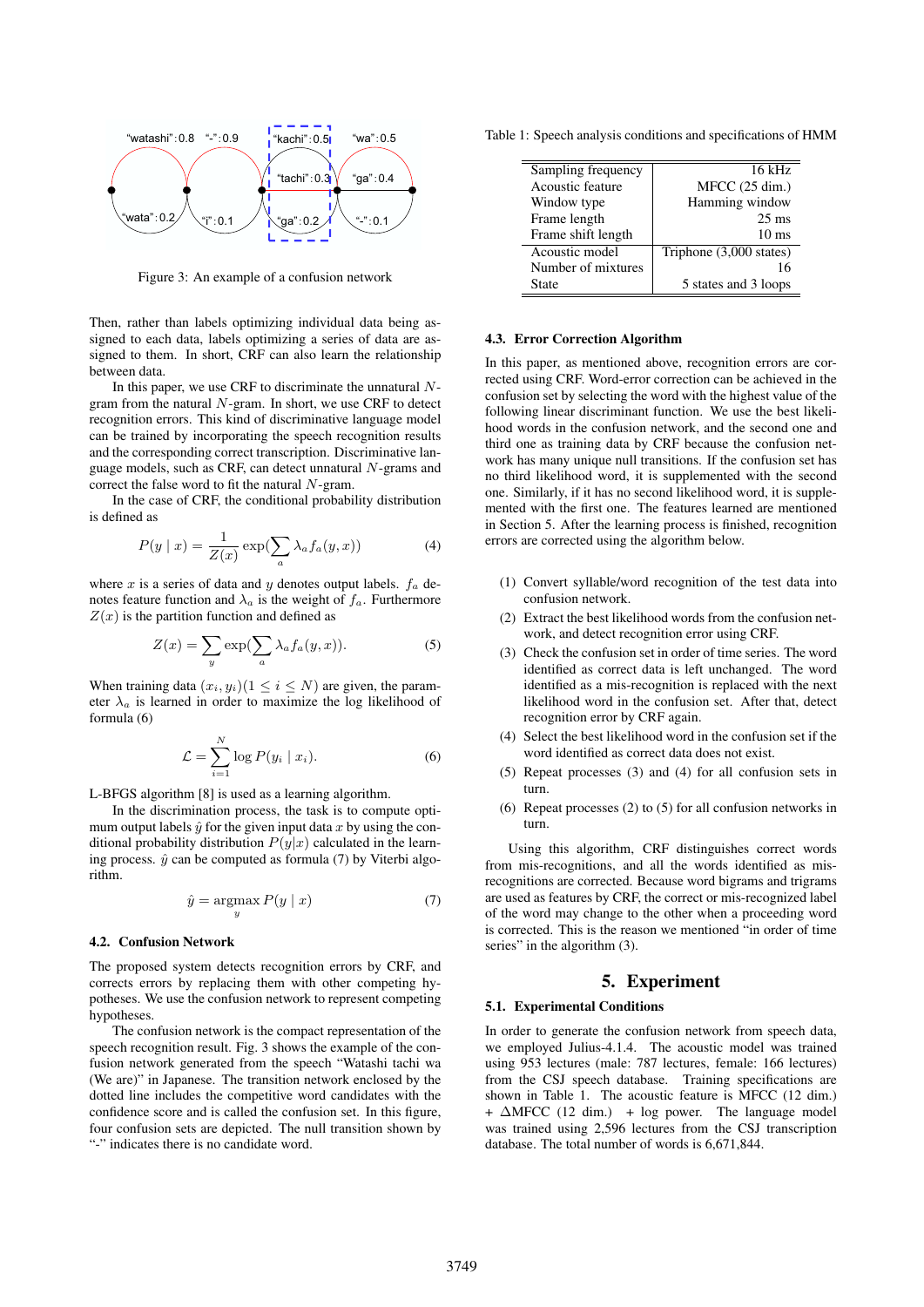Figure 3: An example of a confusion network

Then, rather than labels optimizing individual data being assigned to each data, labels optimizing a series of data are assigned to them. In short, CRF can also learn the relationship between data.

In this paper, we use CRF to discriminate the unnatural $N$-gram from the natural $N$-gram. In short, we use CRF to detect recognition errors. This kind of discriminative language model can be trained by incorporating the speech recognition results and the corresponding correct transcription. Discriminative language models, such as CRF, can detect unnatural $N$-grams and correct the false word to fit the natural $N$-gram.

In the case of CRF, the conditional probability distribution is defined as

$$P(y \mid x) = \frac{1}{Z(x)} \exp\left(\sum_{a} \lambda_a f_a(y, x)\right) \tag{4}$$

where $x$ is a series of data and $y$ denotes output labels. $f_a$ denotes feature function and $\lambda_a$ is the weight of $f_a$. Furthermore $Z(x)$ is the partition function and defined as

$$Z(x) = \sum_{y} \exp\left(\sum_{a} \lambda_a f_a(y, x)\right). \tag{5}$$

When training data $(x_i, y_i)(1 \leq i \leq N)$ are given, the parameter $\lambda_a$ is learned in order to maximize the log likelihood of formula (6)

$$\mathcal{L} = \sum_{i=1}^{N} \log P(y_i \mid x_i). \tag{6}$$

L-BFGS algorithm [8] is used as a learning algorithm.

In the discrimination process, the task is to compute optimum output labels $\hat{y}$ for the given input data $x$ by using the conditional probability distribution $P(y|x)$ calculated in the learning process. $\hat{y}$ can be computed as formula (7) by Viterbi algorithm.

$$\hat{y} = \operatorname*{argmax}_{y} P(y \mid x) \tag{7}$$

### 4.2. Confusion Network

The proposed system detects recognition errors by CRF, and corrects errors by replacing them with other competing hypotheses. We use the confusion network to represent competing hypotheses.

The confusion network is the compact representation of the speech recognition result. Fig. 3 shows the example of the confusion network generated from the speech "Watashi tachi wa (We are)" in Japanese. The transition network enclosed by the dotted line includes the competitive word candidates with the confidence score and is called the confusion set. In this figure, four confusion sets are depicted. The null transition shown by "-" indicates there is no candidate word.

Table 1: Speech analysis conditions and specifications of HMM

| | |
|---|---|
| Sampling frequency | 16 kHz |
| Acoustic feature | MFCC (25 dim.) |
| Window type | Hamming window |
| Frame length | 25 ms |
| Frame shift length | 10 ms |
| Acoustic model | Triphone (3,000 states) |
| Number of mixtures | 16 |
| State | 5 states and 3 loops |

### 4.3. Error Correction Algorithm

In this paper, as mentioned above, recognition errors are corrected using CRF. Word-error correction can be achieved in the confusion network by selecting the word with the highest value of the following linear discriminant function. We use the best likelihood words in the confusion network, and the second one and third one as training data by CRF because the confusion network has many unique null transitions. If the confusion set has no third likelihood word, it is supplemented with the second one. Similarly, if it has no second likelihood word, it is supplemented with the first one. The features learned are mentioned in Section 5. After the learning process is finished, recognition errors are corrected using the algorithm below.

(1) Convert syllable/word recognition of the test data into confusion network.

(2) Extract the best likelihood words from the confusion network, and detect recognition error using CRF.

(3) Check the confusion set in order of time series. The word identified as correct data is left unchanged. The word identified as a mis-recognition is replaced with the next likelihood word in the confusion set. After that, detect recognition error by CRF again.

(4) Select the best likelihood word in the confusion set if the word identified as correct data does not exist.

(5) Repeat processes (3) and (4) for all confusion sets in turn.

(6) Repeat processes (2) to (5) for all confusion networks in turn.

Using this algorithm, CRF distinguishes correct words from mis-recognitions, and all the words identified as mis-recognitions are corrected. Because word bigrams and trigrams are used as features by CRF, the correct or mis-recognized label of the word may change to the other when a proceeding word is corrected. This is the reason we mentioned "in order of time series" in the algorithm (3).

## 5. Experiment

### 5.1. Experimental Conditions

In order to generate the confusion network from speech data, we employed Julius-4.1.4. The acoustic model was trained using 953 lectures (male: 787 lectures, female: 166 lectures) from the CSJ speech database. Training specifications are shown in Table 1. The acoustic feature is MFCC (12 dim.) + $\Delta$MFCC (12 dim.) + log power. The language model was trained using 2,596 lectures from the CSJ transcription database. The total number of words is 6,671,844.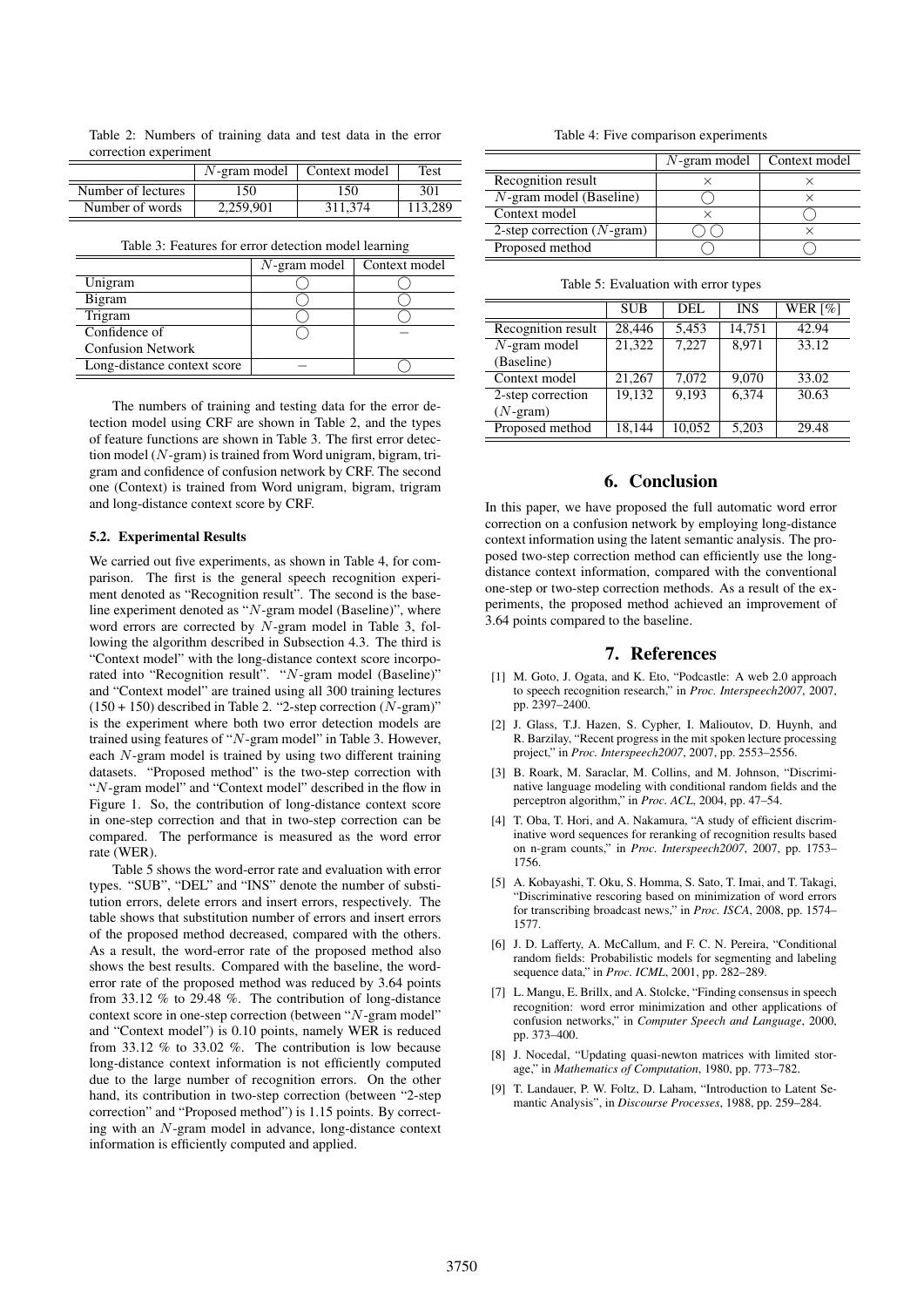Table 2: Numbers of training data and test data in the error correction experiment

| | $N$-gram model | Context model | Test |
|---|---|---|---|
| Number of lectures | 150 | 150 | 301 |
| Number of words | 2,259,901 | 311,374 | 113,289 |

Table 3: Features for error detection model learning

| | $N$-gram model | Context model |
|---|---|---|
| Unigram | ◯ | ◯ |
| Bigram | ◯ | ◯ |
| Trigram | ◯ | ◯ |
| Confidence of Confusion Network | ◯ | – |
| Long-distance context score | – | ◯ |

The numbers of training and testing data for the error detection model using CRF are shown in Table 2, and the types of feature functions are shown in Table 3. The first error detection model ($N$-gram) is trained from Word unigram, bigram, trigram and confidence of confusion network by CRF. The second one (Context) is trained from Word unigram, bigram, trigram and long-distance context score by CRF.

### 5.2. Experimental Results

We carried out five experiments, as shown in Table 4, for comparison. The first is the general speech recognition experiment denoted as "Recognition result". The second is the baseline experiment denoted as "$N$-gram model (Baseline)", where word errors are corrected by $N$-gram model in Table 3, following the algorithm described in Subsection 4.3. The third is "Context model" with the long-distance context score incorporated into "Recognition result". "$N$-gram model (Baseline)" and "Context model" are trained using all 300 training lectures (150 + 150) described in Table 2. "2-step correction ($N$-gram)" is the experiment where both two error detection models are trained using features of "$N$-gram model" in Table 3. However, each $N$-gram model is trained by using two different training datasets. "Proposed method" is the two-step correction with "$N$-gram model" and "Context model" described in the flow in Figure 1. So, the contribution of long-distance context score in one-step correction and that in two-step correction can be compared. The performance is measured as the word error rate (WER).

Table 5 shows the word-error rate and evaluation with error types. "SUB", "DEL" and "INS" denote the number of substitution errors, delete errors and insert errors, respectively. The table shows that substitution number of errors and insert errors of the proposed method decreased, compared with the others. As a result, the word-error rate of the proposed method also shows the best results. Compared with the baseline, the word-error rate of the proposed method was reduced by 3.64 points from 33.12 % to 29.48 %. The contribution of long-distance context score in one-step correction (between "$N$-gram model" and "Context model") is 0.10 points, namely WER is reduced from 33.12 % to 33.02 %. The contribution is low because long-distance context information is not efficiently computed due to the large number of recognition errors. On the other hand, its contribution in two-step correction (between "2-step correction" and "Proposed method") is 1.15 points. By correcting with an $N$-gram model in advance, long-distance context information is efficiently computed and applied.

Table 4: Five comparison experiments

| | $N$-gram model | Context model |
|---|---|---|
| Recognition result | × | × |
| $N$-gram model (Baseline) | ◯ | × |
| Context model | × | ◯ |
| 2-step correction ($N$-gram) | ◯ ◯ | × |
| Proposed method | ◯ | ◯ |

Table 5: Evaluation with error types

| | SUB | DEL | INS | WER [%] |
|---|---|---|---|---|
| Recognition result | 28,446 | 5,453 | 14,751 | 42.94 |
| $N$-gram model (Baseline) | 21,322 | 7,227 | 8,971 | 33.12 |
| Context model | 21,267 | 7,072 | 9,070 | 33.02 |
| 2-step correction ($N$-gram) | 19,132 | 9,193 | 6,374 | 30.63 |
| Proposed method | 18,144 | 10,052 | 5,203 | 29.48 |

## 6. Conclusion

In this paper, we have proposed the full automatic word error correction on a confusion network by employing long-distance context information using the latent semantic analysis. The proposed two-step correction method can efficiently use the long-distance context information, compared with the conventional one-step or two-step correction methods. As a result of the experiments, the proposed method achieved an improvement of 3.64 points compared to the baseline.

## 7. References

[1] M. Goto, J. Ogata, and K. Eto, "Podcastle: A web 2.0 approach to speech recognition research," in *Proc. Interspeech2007*, 2007, pp. 2397–2400.

[2] J. Glass, T.J. Hazen, S. Cypher, I. Malioutov, D. Huynh, and R. Barzilay, "Recent progress in the mit spoken lecture processing project," in *Proc. Interspeech2007*, 2007, pp. 2553–2556.

[3] B. Roark, M. Saraclar, M. Collins, and M. Johnson, "Discriminative language modeling with conditional random fields and the perceptron algorithm," in *Proc. ACL*, 2004, pp. 47–54.

[4] T. Oba, T. Hori, and A. Nakamura, "A study of efficient discriminative word sequences for reranking of recognition results based on n-gram counts," in *Proc. Interspeech2007*, 2007, pp. 1753–1756.

[5] A. Kobayashi, T. Oku, S. Homma, S. Sato, T. Imai, and T. Takagi, "Discriminative rescoring based on minimization of word errors for transcribing broadcast news," in *Proc. ISCA*, 2008, pp. 1574–1577.

[6] J. D. Lafferty, A. McCallum, and F. C. N. Pereira, "Conditional random fields: Probabilistic models for segmenting and labeling sequence data," in *Proc. ICML*, 2001, pp. 282–289.

[7] L. Mangu, E. Brillx, and A. Stolcke, "Finding consensus in speech recognition: word error minimization and other applications of confusion networks," in *Computer Speech and Language*, 2000, pp. 373–400.

[8] J. Nocedal, "Updating quasi-newton matrices with limited storage," in *Mathematics of Computation*, 1980, pp. 773–782.

[9] T. Landauer, P. W. Foltz, D. Laham, "Introduction to Latent Semantic Analysis", in *Discourse Processes*, 1988, pp. 259–284.